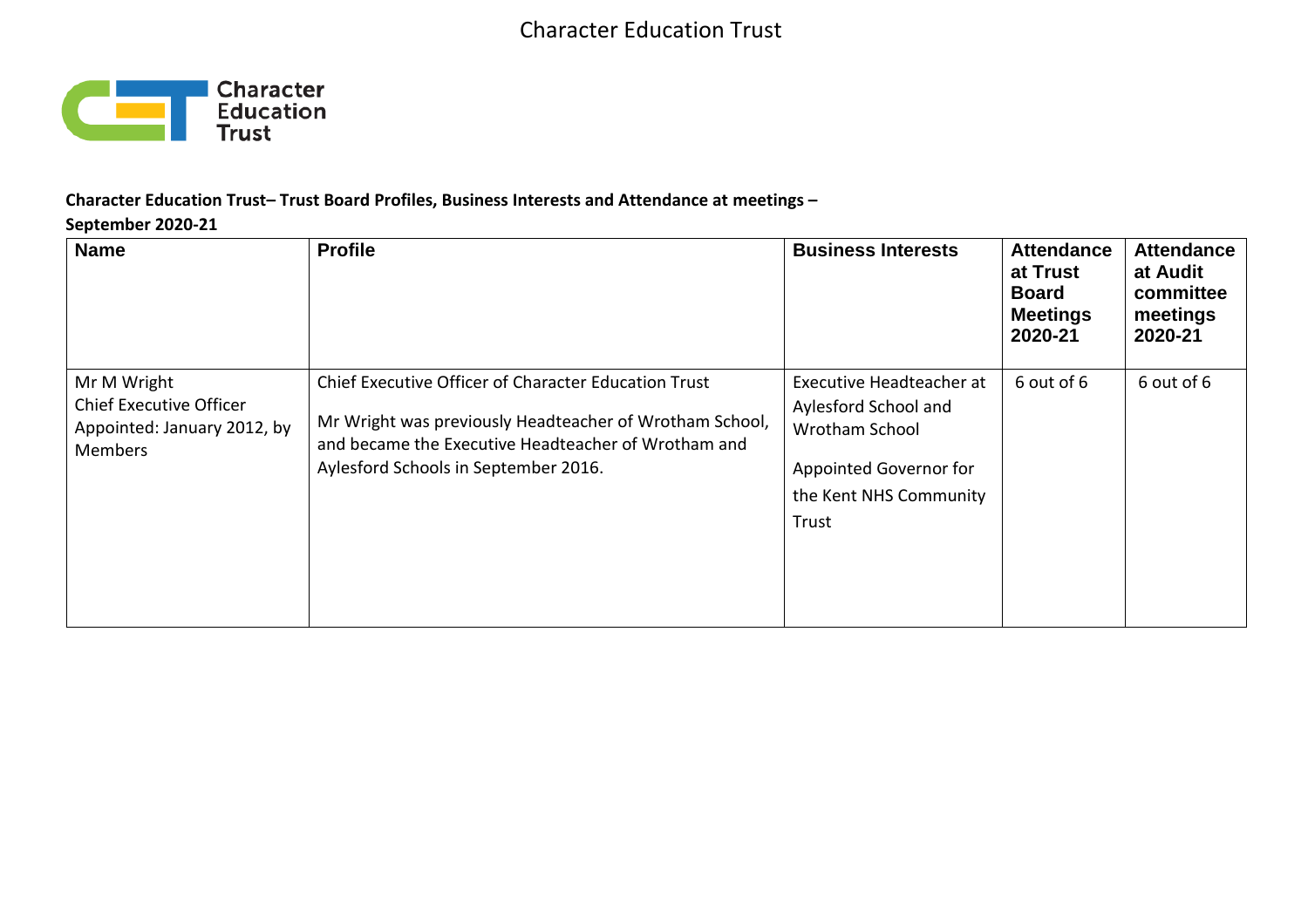**Character Education Trust– Trust Board Profiles, Business Interests and Attendance at meetings – September 2020-21**

| Name | Profile | Business Interests | Attendance at Trust Board Meetings 2020-21 | Attendance at Audit committee meetings 2020-21 |
|---|---|---|---|---|
| Mr M Wright<br>Chief Executive Officer<br>Appointed: January 2012, by Members | Chief Executive Officer of Character Education Trust<br><br>Mr Wright was previously Headteacher of Wrotham School, and became the Executive Headteacher of Wrotham and Aylesford Schools in September 2016. | Executive Headteacher at Aylesford School and Wrotham School<br><br>Appointed Governor for the Kent NHS Community Trust | 6 out of 6 | 6 out of 6 |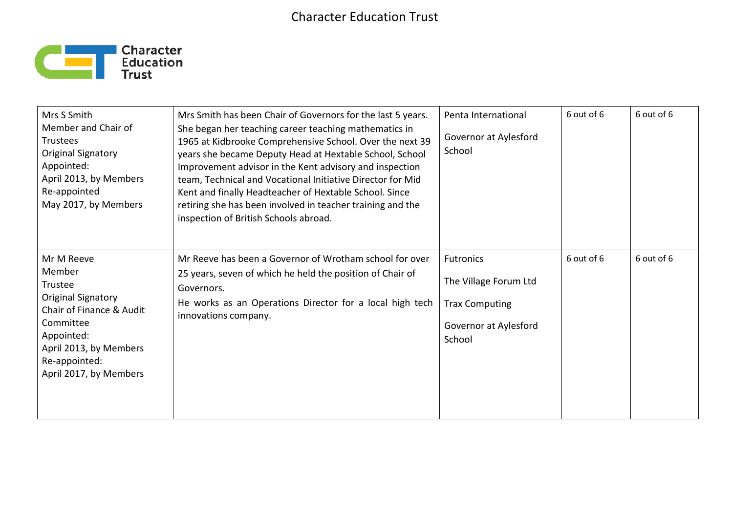| Mrs S Smith<br>Member and Chair of Trustees<br>Original Signatory<br>Appointed:<br>April 2013, by Members<br>Re-appointed<br>May 2017, by Members | Mrs Smith has been Chair of Governors for the last 5 years. She began her teaching career teaching mathematics in 1965 at Kidbrooke Comprehensive School. Over the next 39 years she became Deputy Head at Hextable School, School Improvement advisor in the Kent advisory and inspection team, Technical and Vocational Initiative Director for Mid Kent and finally Headteacher of Hextable School. Since retiring she has been involved in teacher training and the inspection of British Schools abroad. | Penta International<br><br>Governor at Aylesford School | 6 out of 6 | 6 out of 6 |
|---|---|---|---|---|
| Mr M Reeve<br>Member<br>Trustee<br>Original Signatory<br>Chair of Finance & Audit Committee<br>Appointed:<br>April 2013, by Members<br>Re-appointed:<br>April 2017, by Members | Mr Reeve has been a Governor of Wrotham school for over 25 years, seven of which he held the position of Chair of Governors.<br>He works as an Operations Director for a local high tech innovations company. | Futronics<br><br>The Village Forum Ltd<br><br>Trax Computing<br><br>Governor at Aylesford School | 6 out of 6 | 6 out of 6 |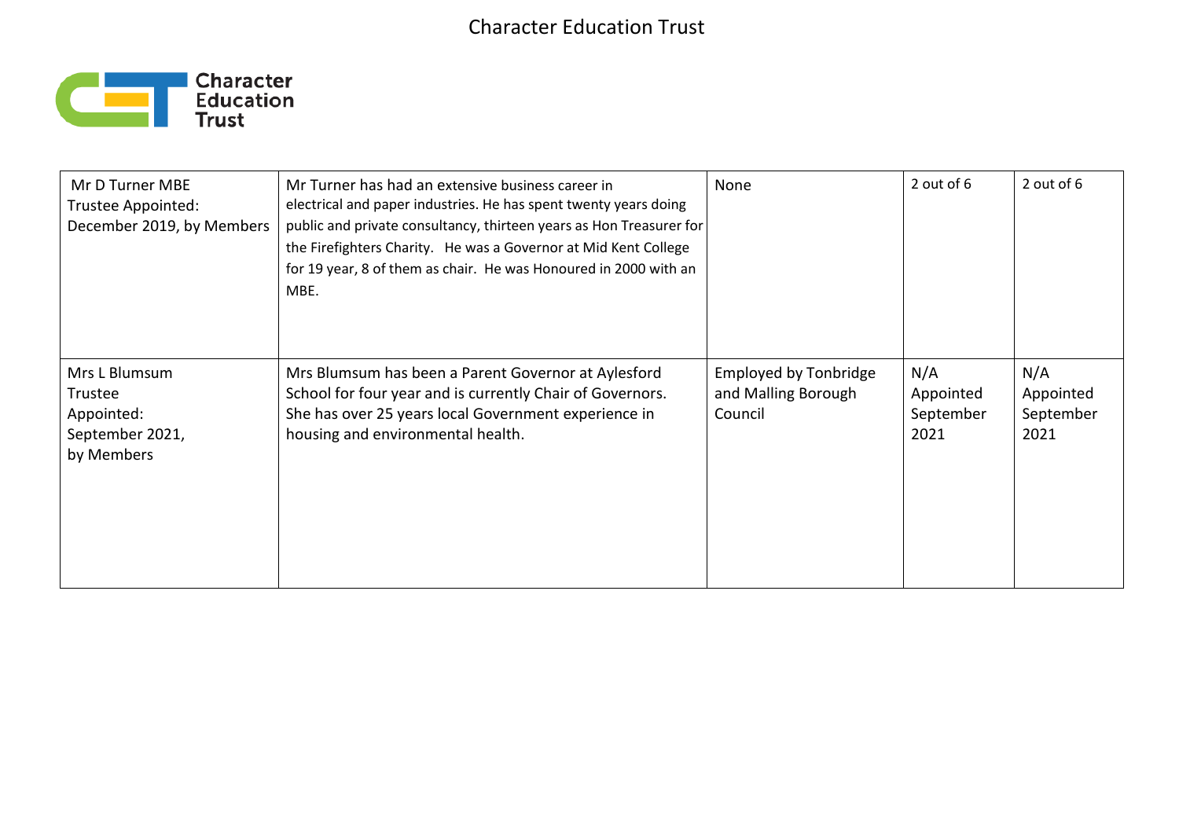| Mr D Turner MBE<br>Trustee Appointed:<br>December 2019, by Members | Mr Turner has had an extensive business career in electrical and paper industries. He has spent twenty years doing public and private consultancy, thirteen years as Hon Treasurer for the Firefighters Charity. He was a Governor at Mid Kent College for 19 year, 8 of them as chair. He was Honoured in 2000 with an MBE. | None | 2 out of 6 | 2 out of 6 |
|---|---|---|---|---|
| Mrs L Blumsum<br>Trustee<br>Appointed:<br>September 2021,<br>by Members | Mrs Blumsum has been a Parent Governor at Aylesford School for four year and is currently Chair of Governors. She has over 25 years local Government experience in housing and environmental health. | Employed by Tonbridge and Malling Borough Council | N/A<br>Appointed<br>September<br>2021 | N/A<br>Appointed<br>September<br>2021 |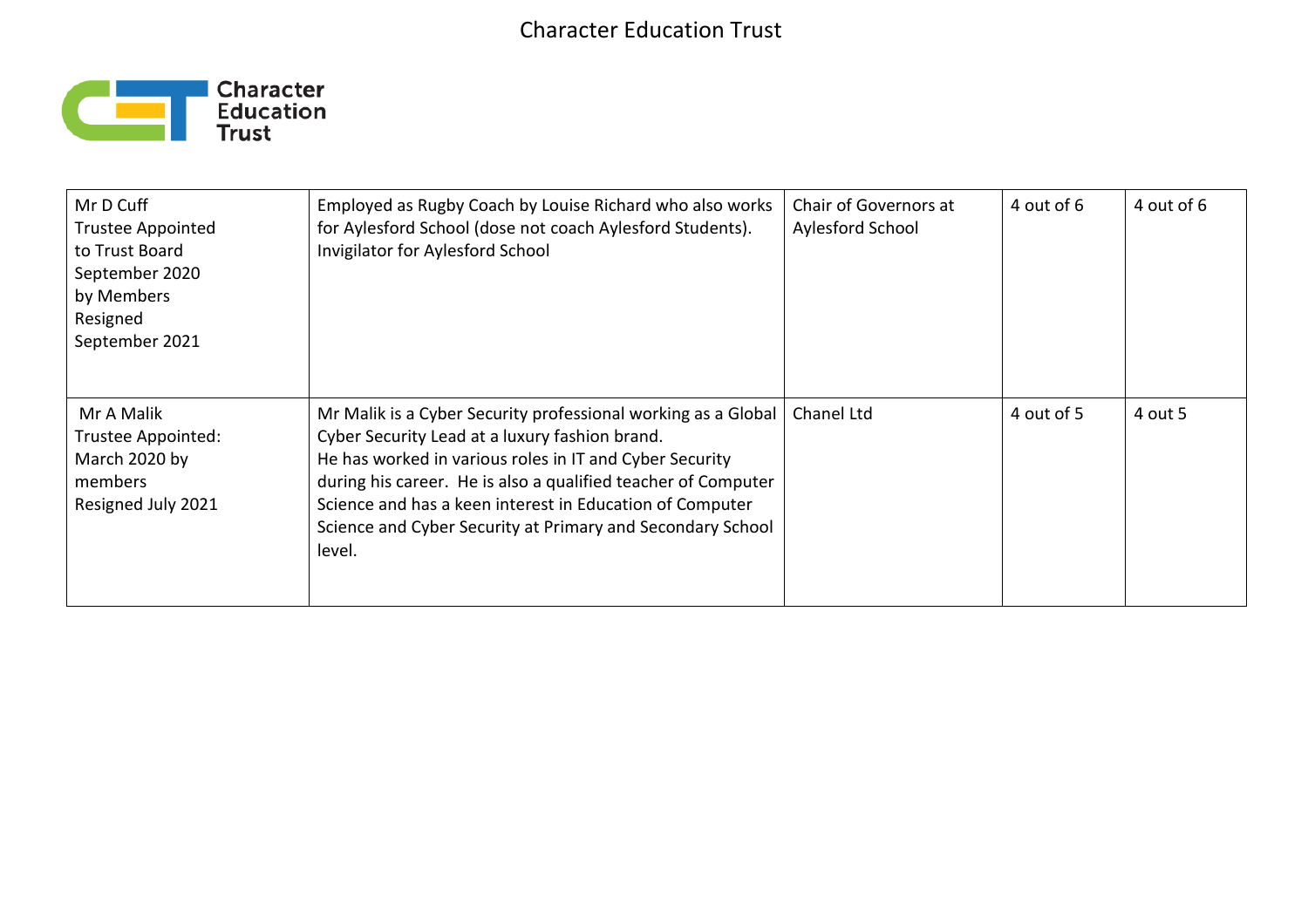| | | | | |
|---|---|---|---|---|
| Mr D Cuff<br>Trustee Appointed to Trust Board September 2020 by Members<br>Resigned September 2021 | Employed as Rugby Coach by Louise Richard who also works for Aylesford School (dose not coach Aylesford Students).<br>Invigilator for Aylesford School | Chair of Governors at Aylesford School | 4 out of 6 | 4 out of 6 |
| Mr A Malik<br>Trustee Appointed: March 2020 by members<br>Resigned July 2021 | Mr Malik is a Cyber Security professional working as a Global Cyber Security Lead at a luxury fashion brand.<br>He has worked in various roles in IT and Cyber Security during his career. He is also a qualified teacher of Computer Science and has a keen interest in Education of Computer Science and Cyber Security at Primary and Secondary School level. | Chanel Ltd | 4 out of 5 | 4 out 5 |